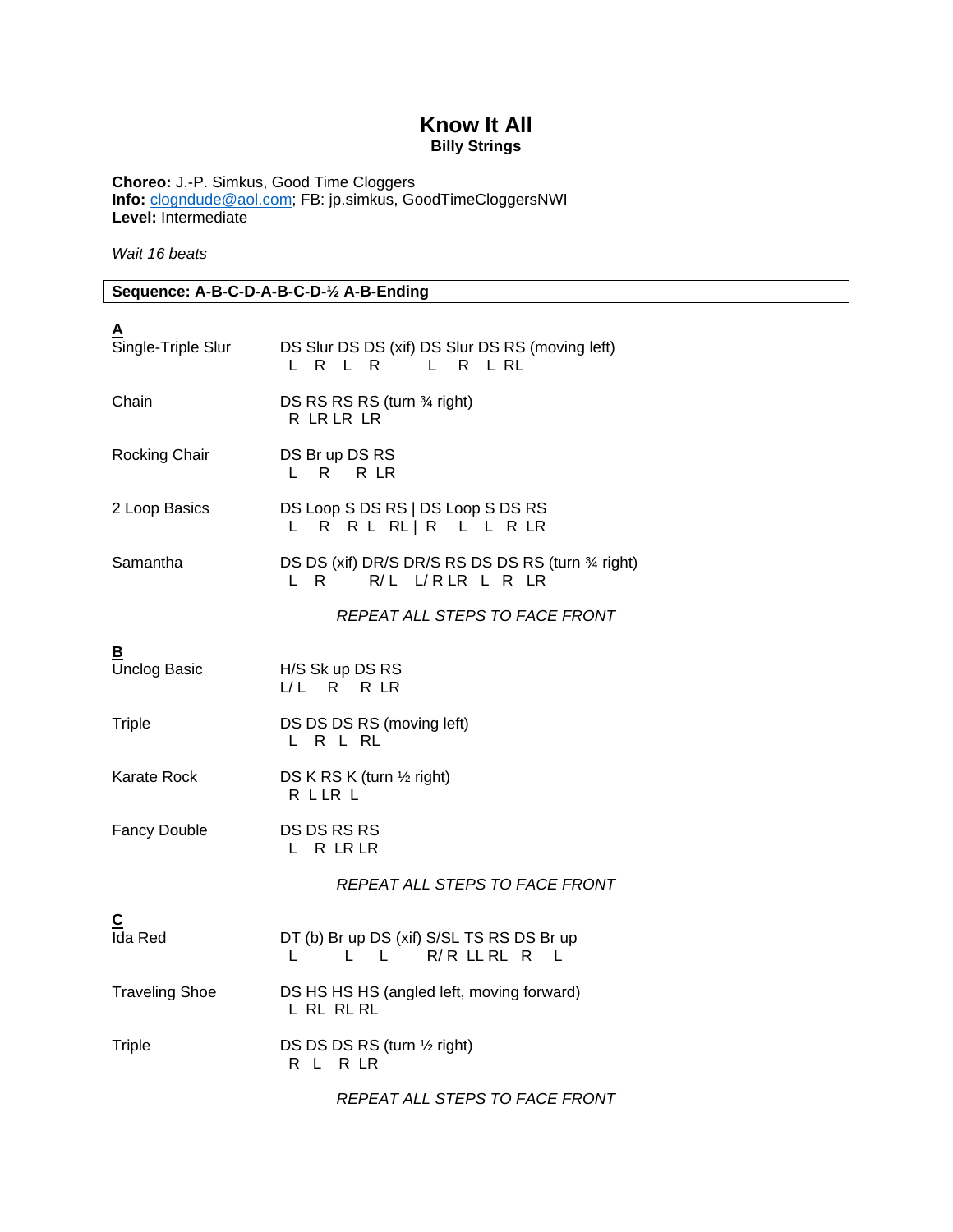# Know It All

**Billy Strings**

**Choreo:** J.-P. Simkus, Good Time Cloggers
**Info:** clogndude@aol.com; FB: jp.simkus, GoodTimeCloggersNWI
**Level:** Intermediate

*Wait 16 beats*

**Sequence: A-B-C-D-A-B-C-D-½ A-B-Ending**

## A

| Step | Pattern |
|---|---|
| Single-Triple Slur | DS Slur DS DS (xif) DS Slur DS RS (moving left)<br>L R L R L R L RL |
| Chain | DS RS RS RS (turn ¾ right)<br>R LR LR LR |
| Rocking Chair | DS Br up DS RS<br>L R R LR |
| 2 Loop Basics | DS Loop S DS RS \| DS Loop S DS RS<br>L R R L RL \| R L L R LR |
| Samantha | DS DS (xif) DR/S DR/S RS DS DS RS (turn ¾ right)<br>L R R/ L L/ R LR L R LR |

*REPEAT ALL STEPS TO FACE FRONT*

## B

| Step | Pattern |
|---|---|
| Unclog Basic | H/S Sk up DS RS<br>L/ L R R LR |
| Triple | DS DS DS RS (moving left)<br>L R L RL |
| Karate Rock | DS K RS K (turn ½ right)<br>R L LR L |
| Fancy Double | DS DS RS RS<br>L R LR LR |

*REPEAT ALL STEPS TO FACE FRONT*

## C

| Step | Pattern |
|---|---|
| Ida Red | DT (b) Br up DS (xif) S/SL TS RS DS Br up<br>L L L R/ R LL RL R L |
| Traveling Shoe | DS HS HS HS (angled left, moving forward)<br>L RL RL RL |
| Triple | DS DS DS RS (turn ½ right)<br>R L R LR |

*REPEAT ALL STEPS TO FACE FRONT*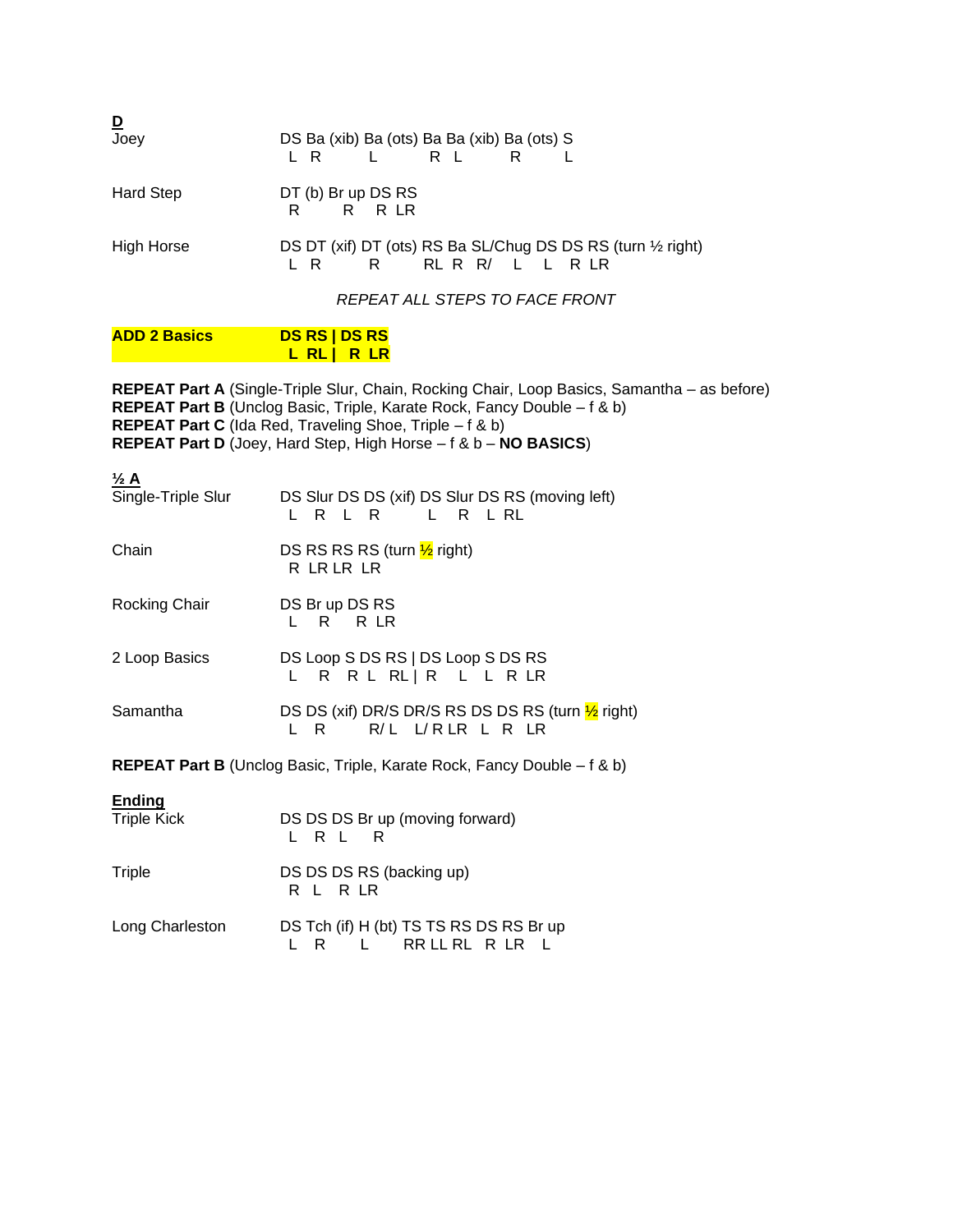**D**

| | |
|---|---|
| Joey | DS Ba (xib) Ba (ots) Ba Ba (xib) Ba (ots) S<br>L R L R L R L |
| Hard Step | DT (b) Br up DS RS<br>R R R LR |
| High Horse | DS DT (xif) DT (ots) RS Ba SL/Chug DS DS RS (turn ½ right)<br>L R R RL R R/ L L R LR |

*REPEAT ALL STEPS TO FACE FRONT*

| | |
|---|---|
| **ADD 2 Basics** | **DS RS \| DS RS**<br>**L RL \| R LR** |

**REPEAT Part A** (Single-Triple Slur, Chain, Rocking Chair, Loop Basics, Samantha – as before)
**REPEAT Part B** (Unclog Basic, Triple, Karate Rock, Fancy Double – f & b)
**REPEAT Part C** (Ida Red, Traveling Shoe, Triple – f & b)
**REPEAT Part D** (Joey, Hard Step, High Horse – f & b – **NO BASICS**)

**½ A**

| | |
|---|---|
| Single-Triple Slur | DS Slur DS DS (xif) DS Slur DS RS (moving left)<br>L R L R L R L RL |
| Chain | DS RS RS RS (turn ½ right)<br>R LR LR LR |
| Rocking Chair | DS Br up DS RS<br>L R R LR |
| 2 Loop Basics | DS Loop S DS RS \| DS Loop S DS RS<br>L R R L RL \| R L L R LR |
| Samantha | DS DS (xif) DR/S DR/S RS DS DS RS (turn ½ right)<br>L R R/ L L/ R LR L R LR |

**REPEAT Part B** (Unclog Basic, Triple, Karate Rock, Fancy Double – f & b)

**Ending**

| | |
|---|---|
| Triple Kick | DS DS DS Br up (moving forward)<br>L R L R |
| Triple | DS DS DS RS (backing up)<br>R L R LR |
| Long Charleston | DS Tch (if) H (bt) TS TS RS DS RS Br up<br>L R L RR LL RL R LR L |